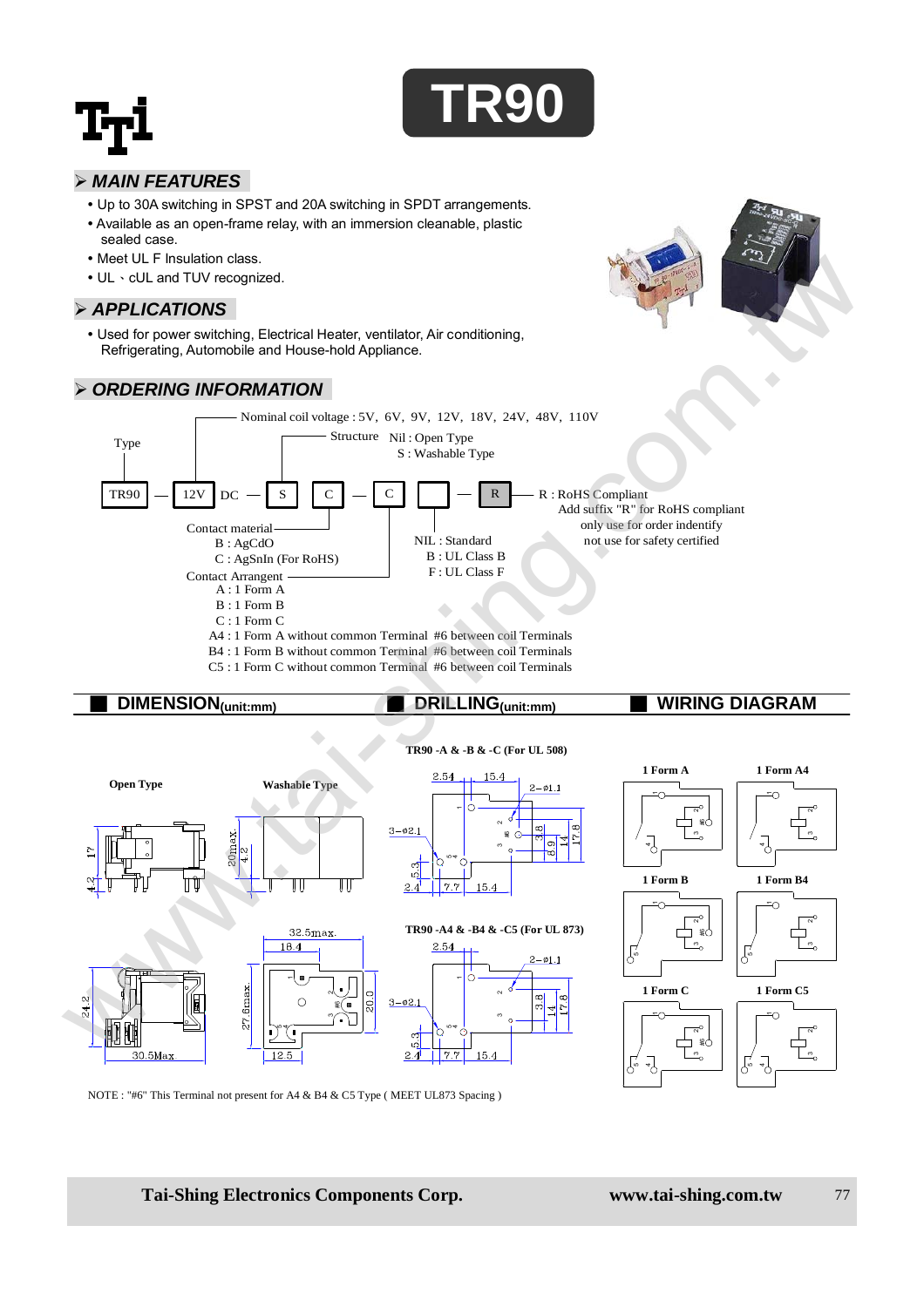# TR90

## MAIN FEATURES

- Up to 30A switching in SPST and 20A switching in SPDT arrangements.
- Available as an open-frame relay, with an immersion cleanable, plastic sealed case.
- Meet UL F Insulation class.
- UL 、cUL and TUV recognized.

## APPLICATIONS

- Used for power switching, Electrical Heater, ventilator, Air conditioning, Refrigerating, Automobile and House-hold Appliance.

## ORDERING INFORMATION

TR90 — 12V DC — S C — C [ ] — R

- Type: TR90
- Nominal coil voltage : 5V, 6V, 9V, 12V, 18V, 24V, 48V, 110V
- Structure: Nil : Open Type; S : Washable Type
- Contact material: B : AgCdO; C : AgSnIn (For RoHS)
- Contact Arrangent:
  - A : 1 Form A
  - B : 1 Form B
  - C : 1 Form C
  - A4 : 1 Form A without common Terminal #6 between coil Terminals
  - B4 : 1 Form B without common Terminal #6 between coil Terminals
  - C5 : 1 Form C without common Terminal #6 between coil Terminals
- NIL : Standard; B : UL Class B; F : UL Class F
- R : RoHS Compliant. Add suffix "R" for RoHS compliant only use for order indentify not use for safety certified

## DIMENSION(unit:mm)

Open Type / Washable Type

## DRILLING(unit:mm)

TR90 -A & -B & -C (For UL 508)

TR90 -A4 & -B4 & -C5 (For UL 873)

## WIRING DIAGRAM

1 Form A, 1 Form A4, 1 Form B, 1 Form B4, 1 Form C, 1 Form C5

NOTE : "#6" This Terminal not present for A4 & B4 & C5 Type ( MEET UL873 Spacing )

Tai-Shing Electronics Components Corp. www.tai-shing.com.tw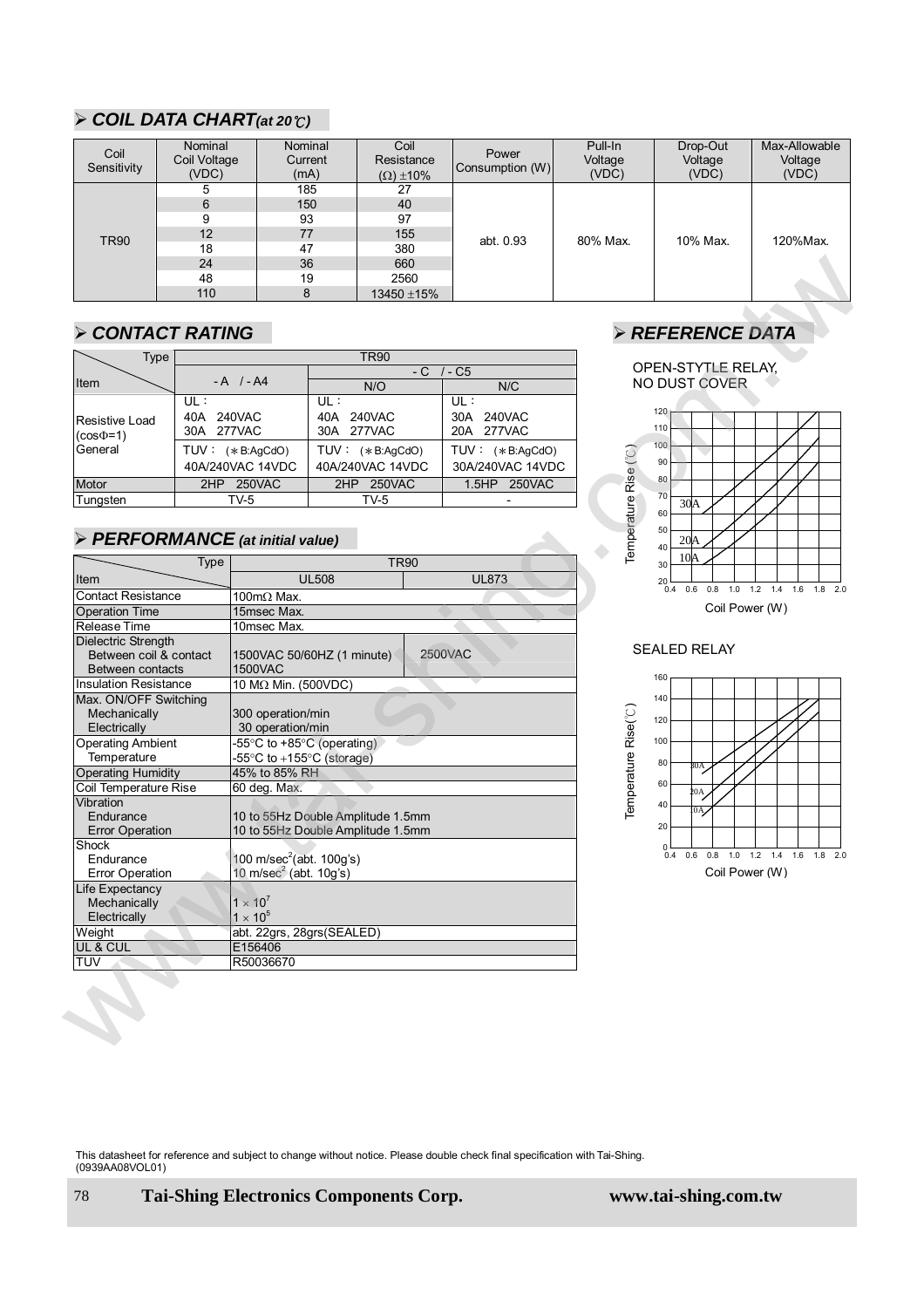## ➢ COIL DATA CHART *(at 20℃)*

| Coil Sensitivity | Nominal Coil Voltage (VDC) | Nominal Current (mA) | Coil Resistance (Ω) ±10% | Power Consumption (W) | Pull-In Voltage (VDC) | Drop-Out Voltage (VDC) | Max-Allowable Voltage (VDC) |
|---|---|---|---|---|---|---|---|
| TR90 | 5 | 185 | 27 | abt. 0.93 | 80% Max. | 10% Max. | 120%Max. |
| | 6 | 150 | 40 | | | | |
| | 9 | 93 | 97 | | | | |
| | 12 | 77 | 155 | | | | |
| | 18 | 47 | 380 | | | | |
| | 24 | 36 | 660 | | | | |
| | 48 | 19 | 2560 | | | | |
| | 110 | 8 | 13450 ±15% | | | | |

## ➢ CONTACT RATING

| Item \ Type | TR90 | | |
|---|---|---|---|
| | - A / - A4 | - C / - C5 | |
| | | N/O | N/C |
| Resistive Load (cosΦ=1) General | UL : 40A 240VAC 30A 277VAC | UL : 40A 240VAC 30A 277VAC | UL : 30A 240VAC 20A 277VAC |
| | TUV : (∗B:AgCdO) 40A/240VAC 14VDC | TUV : (∗B:AgCdO) 40A/240VAC 14VDC | TUV : (∗B:AgCdO) 30A/240VAC 14VDC |
| Motor | 2HP 250VAC | 2HP 250VAC | 1.5HP 250VAC |
| Tungsten | TV-5 | TV-5 | - |

## ➢ PERFORMANCE *(at initial value)*

| Item \ Type | TR90 | |
|---|---|---|
| | UL508 | UL873 |
| Contact Resistance | 100mΩ Max. | |
| Operation Time | 15msec Max. | |
| Release Time | 10msec Max. | |
| Dielectric Strength<br>Between coil & contact<br>Between contacts | 1500VAC 50/60HZ (1 minute)<br>1500VAC | 2500VAC |
| Insulation Resistance | 10 MΩ Min. (500VDC) | |
| Max. ON/OFF Switching<br>Mechanically<br>Electrically | 300 operation/min<br>30 operation/min | |
| Operating Ambient Temperature | -55°C to +85°C (operating)<br>-55°C to +155°C (storage) | |
| Operating Humidity | 45% to 85% RH | |
| Coil Temperature Rise | 60 deg. Max. | |
| Vibration<br>Endurance<br>Error Operation | 10 to 55Hz Double Amplitude 1.5mm<br>10 to 55Hz Double Amplitude 1.5mm | |
| Shock<br>Endurance<br>Error Operation | 100 m/sec$^2$(abt. 100g's)<br>10 m/sec$^2$ (abt. 10g's) | |
| Life Expectancy<br>Mechanically<br>Electrically | $1 \times 10^7$<br>$1 \times 10^5$ | |
| Weight | abt. 22grs, 28grs(SEALED) | |
| UL & CUL | E156406 | |
| TUV | R50036670 | |

## ➢ REFERENCE DATA

OPEN-STYTLE RELAY, NO DUST COVER

Temperature Rise (℃)
120
110
100
90
80
70
60
50
40
30
20
30A
20A
10A
0.4 0.6 0.8 1.0 1.2 1.4 1.6 1.8 2.0
Coil Power (W)

SEALED RELAY

Temperature Rise(℃)
160
140
120
100
80
60
40
20
0
30A
20A
10A
0.4 0.6 0.8 1.0 1.2 1.4 1.6 1.8 2.0
Coil Power (W)

This datasheet for reference and subject to change without notice. Please double check final specification with Tai-Shing.
(0939AA08VOL01)